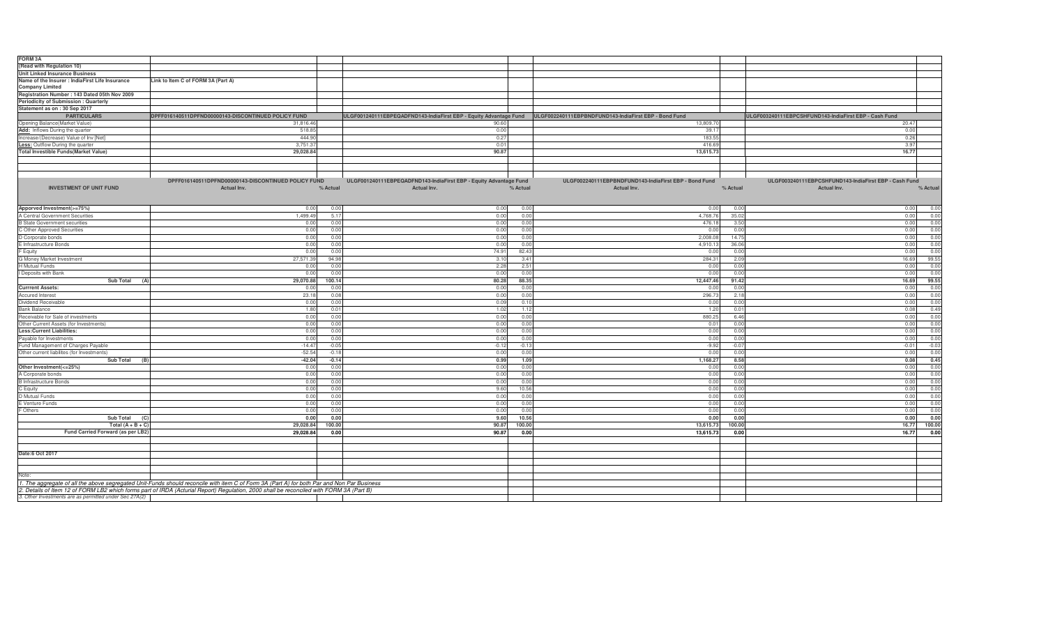**FORM 3A**

**(Read with Regulation 10)**

**Unit Linked Insurance Business**

**Name of the Insurer : IndiaFirst Life Insurance Company Limited** — Link to Item C of FORM 3A (Part A)

**Registration Number : 143 Dated 05th Nov 2009**

**Periodicity of Submission : Quarterly**

**Statement as on : 30 Sep 2017**

| PARTICULARS | DPFF016140511DPFND00000143-DISCONTINUED POLICY FUND | ULGF001240111EBPEQADFND143-IndiaFirst EBP - Equity Advantage Fund | ULGF002240111EBPBNDFUND143-IndiaFirst EBP - Bond Fund | ULGF003240111EBPCSHFUND143-IndiaFirst EBP - Cash Fund |
|---|---|---|---|---|
| Opening Balance(Market Value) | 31,816.46 | 90.60 | 13,809.70 | 20.47 |
| Add: Inflows During the quarter | 518.85 | 0.00 | 39.17 | 0.00 |
| Increase/(Decrease) Value of Inv [Net] | 444.90 | 0.27 | 183.55 | 0.26 |
| Less: Outflow During the quarter | 3,751.37 | 0.01 | 416.69 | 3.97 |
| **Total Investible Funds(Market Value)** | **29,028.84** | **90.87** | **13,615.73** | **16.77** |

| INVESTMENT OF UNIT FUND | DPFF016140511DPFND00000143-DISCONTINUED POLICY FUND | | ULGF001240111EBPEQADFND143-IndiaFirst EBP - Equity Advantage Fund | | ULGF002240111EBPBNDFUND143-IndiaFirst EBP - Bond Fund | | ULGF003240111EBPCSHFUND143-IndiaFirst EBP - Cash Fund | |
|---|---|---|---|---|---|---|---|---|
| | Actual Inv. | % Actual | Actual Inv. | % Actual | Actual Inv. | % Actual | Actual Inv. | % Actual |
| **Apporved Investment(>=75%)** | 0.00 | 0.00 | 0.00 | 0.00 | 0.00 | 0.00 | 0.00 | 0.00 |
| A Central Government Securities | 1,499.49 | 5.17 | 0.00 | 0.00 | 4,768.76 | 35.02 | 0.00 | 0.00 |
| B State Government securities | 0.00 | 0.00 | 0.00 | 0.00 | 476.18 | 3.50 | 0.00 | 0.00 |
| C Other Approved Securities | 0.00 | 0.00 | 0.00 | 0.00 | 0.00 | 0.00 | 0.00 | 0.00 |
| D Corporate bonds | 0.00 | 0.00 | 0.00 | 0.00 | 2,008.08 | 14.75 | 0.00 | 0.00 |
| E Infrastructure Bonds | 0.00 | 0.00 | 0.00 | 0.00 | 4,910.13 | 36.06 | 0.00 | 0.00 |
| F Equity | 0.00 | 0.00 | 74.91 | 82.43 | 0.00 | 0.00 | 0.00 | 0.00 |
| G Money Market Investment | 27,571.39 | 94.98 | 3.10 | 3.41 | 284.31 | 2.09 | 16.69 | 99.55 |
| H Mutual Funds | 0.00 | 0.00 | 2.28 | 2.51 | 0.00 | 0.00 | 0.00 | 0.00 |
| I Deposits with Bank | 0.00 | 0.00 | 0.00 | 0.00 | 0.00 | 0.00 | 0.00 | 0.00 |
| **Sub Total (A)** | **29,070.88** | **100.14** | **80.28** | **88.35** | **12,447.46** | **91.42** | **16.69** | **99.55** |
| **Currrent Assets:** | 0.00 | 0.00 | 0.00 | 0.00 | 0.00 | 0.00 | 0.00 | 0.00 |
| Accured Interest | 23.18 | 0.08 | 0.00 | 0.00 | 296.73 | 2.18 | 0.00 | 0.00 |
| Dividend Receivable | 0.00 | 0.00 | 0.09 | 0.10 | 0.00 | 0.00 | 0.00 | 0.00 |
| Bank Balance | 1.80 | 0.01 | 1.02 | 1.12 | 1.20 | 0.01 | 0.08 | 0.49 |
| Receivable for Sale of investments | 0.00 | 0.00 | 0.00 | 0.00 | 880.25 | 6.46 | 0.00 | 0.00 |
| Other Current Assets (for Investments) | 0.00 | 0.00 | 0.00 | 0.00 | 0.01 | 0.00 | 0.00 | 0.00 |
| **Less:Current Liabilities:** | 0.00 | 0.00 | 0.00 | 0.00 | 0.00 | 0.00 | 0.00 | 0.00 |
| Payable for Investments | 0.00 | 0.00 | 0.00 | 0.00 | 0.00 | 0.00 | 0.00 | 0.00 |
| Fund Management of Charges Payable | -14.47 | -0.05 | -0.12 | -0.13 | -9.92 | -0.07 | -0.01 | -0.03 |
| Other current liabilites (for Investments) | -52.54 | -0.18 | 0.00 | 0.00 | 0.00 | 0.00 | 0.00 | 0.00 |
| **Sub Total (B)** | **-42.04** | **-0.14** | **0.99** | **1.09** | **1,168.27** | **8.58** | **0.08** | **0.45** |
| **Other Investment(<=25%)** | 0.00 | 0.00 | 0.00 | 0.00 | 0.00 | 0.00 | 0.00 | 0.00 |
| A Corporate bonds | 0.00 | 0.00 | 0.00 | 0.00 | 0.00 | 0.00 | 0.00 | 0.00 |
| B Infrastructure Bonds | 0.00 | 0.00 | 0.00 | 0.00 | 0.00 | 0.00 | 0.00 | 0.00 |
| C Equity | 0.00 | 0.00 | 9.60 | 10.56 | 0.00 | 0.00 | 0.00 | 0.00 |
| D Mutual Funds | 0.00 | 0.00 | 0.00 | 0.00 | 0.00 | 0.00 | 0.00 | 0.00 |
| E Venture Funds | 0.00 | 0.00 | 0.00 | 0.00 | 0.00 | 0.00 | 0.00 | 0.00 |
| F Others | 0.00 | 0.00 | 0.00 | 0.00 | 0.00 | 0.00 | 0.00 | 0.00 |
| **Sub Total (C)** | **0.00** | **0.00** | **9.60** | **10.56** | **0.00** | **0.00** | **0.00** | **0.00** |
| **Total (A + B + C)** | **29,028.84** | **100.00** | **90.87** | **100.00** | **13,615.73** | **100.00** | **16.77** | **100.00** |
| **Fund Carried Forward (as per LB2)** | **29,028.84** | **0.00** | **90.87** | **0.00** | **13,615.73** | **0.00** | **16.77** | **0.00** |

**Date:6 Oct 2017**

Note:

*1. The aggregate of all the above segregated Unit-Funds should reconcile with item C of Form 3A (Part A) for both Par and Non Par Business*

*2. Details of Item 12 of FORM LB2 which forms part of IRDA (Acturial Report) Regulation, 2000 shall be reconciled with FORM 3A (Part B)*

*3. Other Investments are as permitted under Sec 27A(2)*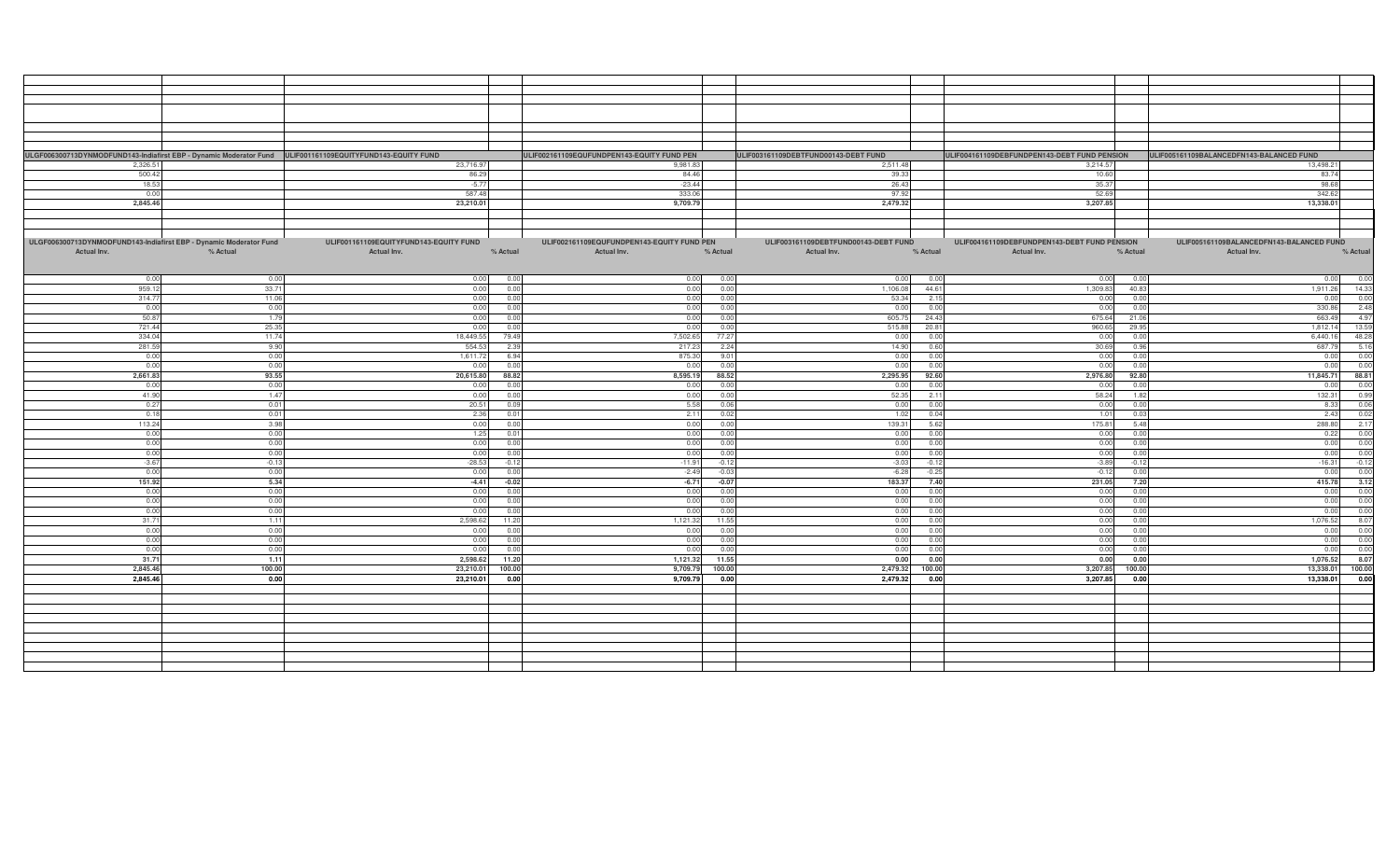| ULGF006300713DYNMODFUND143-Indiafirst EBP - Dynamic Moderator Fund | | ULIF001161109EQUITYFUND143-EQUITY FUND | | ULIF002161109EQUFUNDPEN143-EQUITY FUND PEN | | ULIF003161109DEBTFUND00143-DEBT FUND | | ULIF004161109DEBFUNDPEN143-DEBT FUND PENSION | | ULIF005161109BALANCEDFN143-BALANCED FUND | |
|---|---|---|---|---|---|---|---|---|---|---|---|
| 2,326.51 | | 23,716.97 | | 9,981.83 | | 2,511.48 | | 3,214.57 | | 13,498.21 | |
| 500.42 | | 86.29 | | 84.46 | | 39.33 | | 10.60 | | 83.74 | |
| 18.53 | | -5.77 | | -23.44 | | 26.43 | | 35.37 | | 98.68 | |
| 0.00 | | 587.48 | | 333.06 | | 97.92 | | 52.69 | | 342.62 | |
| **2,845.46** | | **23,210.01** | | **9,709.79** | | **2,479.32** | | **3,207.85** | | **13,338.01** | |

| ULGF006300713DYNMODFUND143-Indiafirst EBP - Dynamic Moderator Fund | | ULIF001161109EQUITYFUND143-EQUITY FUND | | ULIF002161109EQUFUNDPEN143-EQUITY FUND PEN | | ULIF003161109DEBTFUND00143-DEBT FUND | | ULIF004161109DEBFUNDPEN143-DEBT FUND PENSION | | ULIF005161109BALANCEDFN143-BALANCED FUND | |
|---|---|---|---|---|---|---|---|---|---|---|---|
| Actual Inv. | % Actual | Actual Inv. | % Actual | Actual Inv. | % Actual | Actual Inv. | % Actual | Actual Inv. | % Actual | Actual Inv. | % Actual |
| 0.00 | 0.00 | 0.00 | 0.00 | 0.00 | 0.00 | 0.00 | 0.00 | 0.00 | 0.00 | 0.00 | 0.00 |
| 959.12 | 33.71 | 0.00 | 0.00 | 0.00 | 0.00 | 1,106.08 | 44.61 | 1,309.83 | 40.83 | 1,911.26 | 14.33 |
| 314.77 | 11.06 | 0.00 | 0.00 | 0.00 | 0.00 | 53.34 | 2.15 | 0.00 | 0.00 | 0.00 | 0.00 |
| 0.00 | 0.00 | 0.00 | 0.00 | 0.00 | 0.00 | 0.00 | 0.00 | 0.00 | 0.00 | 330.86 | 2.48 |
| 50.87 | 1.79 | 0.00 | 0.00 | 0.00 | 0.00 | 605.75 | 24.43 | 675.64 | 21.06 | 663.49 | 4.97 |
| 721.44 | 25.35 | 0.00 | 0.00 | 0.00 | 0.00 | 515.88 | 20.81 | 960.65 | 29.95 | 1,812.14 | 13.59 |
| 334.04 | 11.74 | 18,449.55 | 79.49 | 7,502.65 | 77.27 | 0.00 | 0.00 | 0.00 | 0.00 | 6,440.16 | 48.28 |
| 281.59 | 9.90 | 554.53 | 2.39 | 217.23 | 2.24 | 14.90 | 0.60 | 30.69 | 0.96 | 687.79 | 5.16 |
| 0.00 | 0.00 | 1,611.72 | 6.94 | 875.30 | 9.01 | 0.00 | 0.00 | 0.00 | 0.00 | 0.00 | 0.00 |
| 0.00 | 0.00 | 0.00 | 0.00 | 0.00 | 0.00 | 0.00 | 0.00 | 0.00 | 0.00 | 0.00 | 0.00 |
| **2,661.83** | **93.55** | **20,615.80** | **88.82** | **8,595.19** | **88.52** | **2,295.95** | **92.60** | **2,976.80** | **92.80** | **11,845.71** | **88.81** |
| 0.00 | 0.00 | 0.00 | 0.00 | 0.00 | 0.00 | 0.00 | 0.00 | 0.00 | 0.00 | 0.00 | 0.00 |
| 41.90 | 1.47 | 0.00 | 0.00 | 0.00 | 0.00 | 52.35 | 2.11 | 58.24 | 1.82 | 132.31 | 0.99 |
| 0.27 | 0.01 | 20.51 | 0.09 | 5.58 | 0.06 | 0.00 | 0.00 | 0.00 | 0.00 | 8.33 | 0.06 |
| 0.18 | 0.01 | 2.36 | 0.01 | 2.11 | 0.02 | 1.02 | 0.04 | 1.01 | 0.03 | 2.43 | 0.02 |
| 113.24 | 3.98 | 0.00 | 0.00 | 0.00 | 0.00 | 139.31 | 5.62 | 175.81 | 5.48 | 288.80 | 2.17 |
| 0.00 | 0.00 | 1.25 | 0.01 | 0.00 | 0.00 | 0.00 | 0.00 | 0.00 | 0.00 | 0.22 | 0.00 |
| 0.00 | 0.00 | 0.00 | 0.00 | 0.00 | 0.00 | 0.00 | 0.00 | 0.00 | 0.00 | 0.00 | 0.00 |
| 0.00 | 0.00 | 0.00 | 0.00 | 0.00 | 0.00 | 0.00 | 0.00 | 0.00 | 0.00 | 0.00 | 0.00 |
| -3.67 | -0.13 | -28.53 | -0.12 | -11.91 | -0.12 | -3.03 | -0.12 | -3.89 | -0.12 | -16.31 | -0.12 |
| 0.00 | 0.00 | 0.00 | 0.00 | -2.49 | -0.03 | -6.28 | -0.25 | -0.12 | 0.00 | 0.00 | 0.00 |
| **151.92** | **5.34** | **-4.41** | **-0.02** | **-6.71** | **-0.07** | **183.37** | **7.40** | **231.05** | **7.20** | **415.78** | **3.12** |
| 0.00 | 0.00 | 0.00 | 0.00 | 0.00 | 0.00 | 0.00 | 0.00 | 0.00 | 0.00 | 0.00 | 0.00 |
| 0.00 | 0.00 | 0.00 | 0.00 | 0.00 | 0.00 | 0.00 | 0.00 | 0.00 | 0.00 | 0.00 | 0.00 |
| 0.00 | 0.00 | 0.00 | 0.00 | 0.00 | 0.00 | 0.00 | 0.00 | 0.00 | 0.00 | 0.00 | 0.00 |
| 31.71 | 1.11 | 2,598.62 | 11.20 | 1,121.32 | 11.55 | 0.00 | 0.00 | 0.00 | 0.00 | 1,076.52 | 8.07 |
| 0.00 | 0.00 | 0.00 | 0.00 | 0.00 | 0.00 | 0.00 | 0.00 | 0.00 | 0.00 | 0.00 | 0.00 |
| 0.00 | 0.00 | 0.00 | 0.00 | 0.00 | 0.00 | 0.00 | 0.00 | 0.00 | 0.00 | 0.00 | 0.00 |
| 0.00 | 0.00 | 0.00 | 0.00 | 0.00 | 0.00 | 0.00 | 0.00 | 0.00 | 0.00 | 0.00 | 0.00 |
| **31.71** | **1.11** | **2,598.62** | **11.20** | **1,121.32** | **11.55** | **0.00** | **0.00** | **0.00** | **0.00** | **1,076.52** | **8.07** |
| **2,845.46** | **100.00** | **23,210.01** | **100.00** | **9,709.79** | **100.00** | **2,479.32** | **100.00** | **3,207.85** | **100.00** | **13,338.01** | **100.00** |
| **2,845.46** | **0.00** | **23,210.01** | **0.00** | **9,709.79** | **0.00** | **2,479.32** | **0.00** | **3,207.85** | **0.00** | **13,338.01** | **0.00** |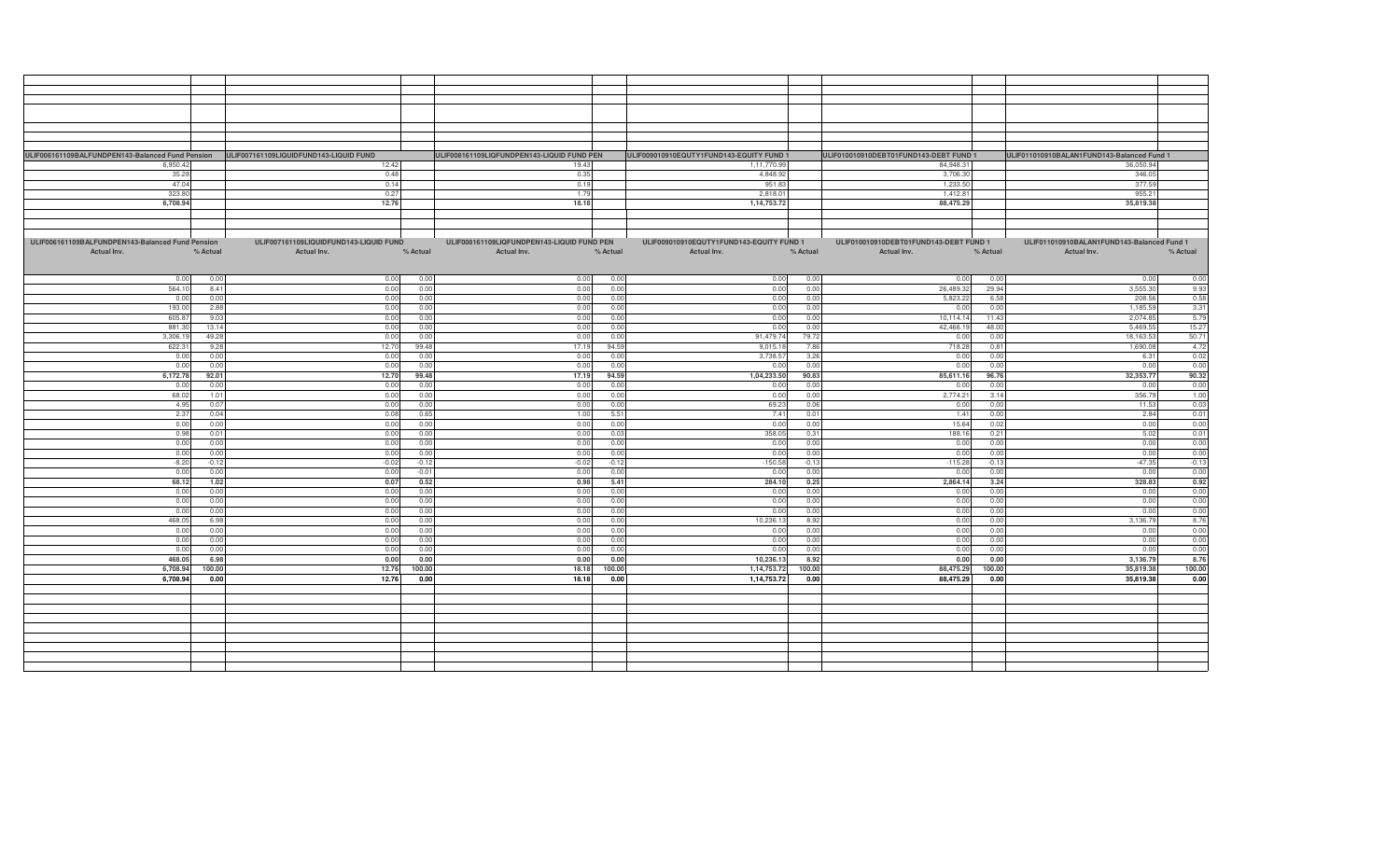| ULIF006161109BALFUNDPEN143-Balanced Fund Pension | | ULIF007161109LIQUIDFUND143-LIQUID FUND | | ULIF008161109LIQFUNDPEN143-LIQUID FUND PEN | | ULIF009010910EQUTY1FUND143-EQUITY FUND 1 | | ULIF010010910DEBT01FUND143-DEBT FUND 1 | | ULIF011010910BALAN1FUND143-Balanced Fund 1 | |
|---|---|---|---|---|---|---|---|---|---|---|---|
| 6,950.42 | | 12.42 | | 19.43 | | 1,11,770.99 | | 84,948.31 | | 36,050.94 | |
| 35.28 | | 0.48 | | 0.35 | | 4,848.92 | | 3,706.30 | | 346.05 | |
| 47.04 | | 0.14 | | 0.19 | | 951.83 | | 1,233.50 | | 377.59 | |
| 323.80 | | 0.27 | | 1.79 | | 2,818.01 | | 1,412.81 | | 955.21 | |
| **6,708.94** | | **12.76** | | **18.18** | | **1,14,753.72** | | **88,475.29** | | **35,819.38** | |

| ULIF006161109BALFUNDPEN143-Balanced Fund Pension | | ULIF007161109LIQUIDFUND143-LIQUID FUND | | ULIF008161109LIQFUNDPEN143-LIQUID FUND PEN | | ULIF009010910EQUTY1FUND143-EQUITY FUND 1 | | ULIF010010910DEBT01FUND143-DEBT FUND 1 | | ULIF011010910BALAN1FUND143-Balanced Fund 1 | |
|---|---|---|---|---|---|---|---|---|---|---|---|
| **Actual Inv.** | **% Actual** | **Actual Inv.** | **% Actual** | **Actual Inv.** | **% Actual** | **Actual Inv.** | **% Actual** | **Actual Inv.** | **% Actual** | **Actual Inv.** | **% Actual** |
| 0.00 | 0.00 | 0.00 | 0.00 | 0.00 | 0.00 | 0.00 | 0.00 | 0.00 | 0.00 | 0.00 | 0.00 |
| 564.10 | 8.41 | 0.00 | 0.00 | 0.00 | 0.00 | 0.00 | 0.00 | 26,489.32 | 29.94 | 3,555.30 | 9.93 |
| 0.00 | 0.00 | 0.00 | 0.00 | 0.00 | 0.00 | 0.00 | 0.00 | 5,823.22 | 6.58 | 208.56 | 0.58 |
| 193.00 | 2.88 | 0.00 | 0.00 | 0.00 | 0.00 | 0.00 | 0.00 | 0.00 | 0.00 | 1,185.59 | 3.31 |
| 605.87 | 9.03 | 0.00 | 0.00 | 0.00 | 0.00 | 0.00 | 0.00 | 10,114.14 | 11.43 | 2,074.85 | 5.79 |
| 881.30 | 13.14 | 0.00 | 0.00 | 0.00 | 0.00 | 0.00 | 0.00 | 42,466.19 | 48.00 | 5,469.55 | 15.27 |
| 3,306.19 | 49.28 | 0.00 | 0.00 | 0.00 | 0.00 | 91,479.74 | 79.72 | 0.00 | 0.00 | 18,163.53 | 50.71 |
| 622.31 | 9.28 | 12.70 | 99.48 | 17.19 | 94.59 | 9,015.18 | 7.86 | 718.28 | 0.81 | 1,690.08 | 4.72 |
| 0.00 | 0.00 | 0.00 | 0.00 | 0.00 | 0.00 | 3,738.57 | 3.26 | 0.00 | 0.00 | 6.31 | 0.02 |
| 0.00 | 0.00 | 0.00 | 0.00 | 0.00 | 0.00 | 0.00 | 0.00 | 0.00 | 0.00 | 0.00 | 0.00 |
| **6,172.78** | **92.01** | **12.70** | **99.48** | **17.19** | **94.59** | **1,04,233.50** | **90.83** | **85,611.16** | **96.76** | **32,353.77** | **90.32** |
| 0.00 | 0.00 | 0.00 | 0.00 | 0.00 | 0.00 | 0.00 | 0.00 | 0.00 | 0.00 | 0.00 | 0.00 |
| 68.02 | 1.01 | 0.00 | 0.00 | 0.00 | 0.00 | 0.00 | 0.00 | 2,774.21 | 3.14 | 356.79 | 1.00 |
| 4.95 | 0.07 | 0.00 | 0.00 | 0.00 | 0.00 | 69.23 | 0.06 | 0.00 | 0.00 | 11.53 | 0.03 |
| 2.37 | 0.04 | 0.08 | 0.65 | 1.00 | 5.51 | 7.41 | 0.01 | 1.41 | 0.00 | 2.84 | 0.01 |
| 0.00 | 0.00 | 0.00 | 0.00 | 0.00 | 0.00 | 0.00 | 0.00 | 15.64 | 0.02 | 0.00 | 0.00 |
| 0.98 | 0.01 | 0.00 | 0.00 | 0.00 | 0.03 | 358.05 | 0.31 | 188.16 | 0.21 | 5.02 | 0.01 |
| 0.00 | 0.00 | 0.00 | 0.00 | 0.00 | 0.00 | 0.00 | 0.00 | 0.00 | 0.00 | 0.00 | 0.00 |
| 0.00 | 0.00 | 0.00 | 0.00 | 0.00 | 0.00 | 0.00 | 0.00 | 0.00 | 0.00 | 0.00 | 0.00 |
| -8.20 | -0.12 | -0.02 | -0.12 | -0.02 | -0.12 | -150.58 | -0.13 | -115.28 | -0.13 | -47.35 | -0.13 |
| 0.00 | 0.00 | 0.00 | -0.01 | 0.00 | 0.00 | 0.00 | 0.00 | 0.00 | 0.00 | 0.00 | 0.00 |
| **68.12** | **1.02** | **0.07** | **0.52** | **0.98** | **5.41** | **284.10** | **0.25** | **2,864.14** | **3.24** | **328.83** | **0.92** |
| 0.00 | 0.00 | 0.00 | 0.00 | 0.00 | 0.00 | 0.00 | 0.00 | 0.00 | 0.00 | 0.00 | 0.00 |
| 0.00 | 0.00 | 0.00 | 0.00 | 0.00 | 0.00 | 0.00 | 0.00 | 0.00 | 0.00 | 0.00 | 0.00 |
| 0.00 | 0.00 | 0.00 | 0.00 | 0.00 | 0.00 | 0.00 | 0.00 | 0.00 | 0.00 | 0.00 | 0.00 |
| 468.05 | 6.98 | 0.00 | 0.00 | 0.00 | 0.00 | 10,236.13 | 8.92 | 0.00 | 0.00 | 3,136.79 | 8.76 |
| 0.00 | 0.00 | 0.00 | 0.00 | 0.00 | 0.00 | 0.00 | 0.00 | 0.00 | 0.00 | 0.00 | 0.00 |
| 0.00 | 0.00 | 0.00 | 0.00 | 0.00 | 0.00 | 0.00 | 0.00 | 0.00 | 0.00 | 0.00 | 0.00 |
| 0.00 | 0.00 | 0.00 | 0.00 | 0.00 | 0.00 | 0.00 | 0.00 | 0.00 | 0.00 | 0.00 | 0.00 |
| **468.05** | **6.98** | **0.00** | **0.00** | **0.00** | **0.00** | **10,236.13** | **8.92** | **0.00** | **0.00** | **3,136.79** | **8.76** |
| **6,708.94** | **100.00** | **12.76** | **100.00** | **18.18** | **100.00** | **1,14,753.72** | **100.00** | **88,475.29** | **100.00** | **35,819.38** | **100.00** |
| **6,708.94** | **0.00** | **12.76** | **0.00** | **18.18** | **0.00** | **1,14,753.72** | **0.00** | **88,475.29** | **0.00** | **35,819.38** | **0.00** |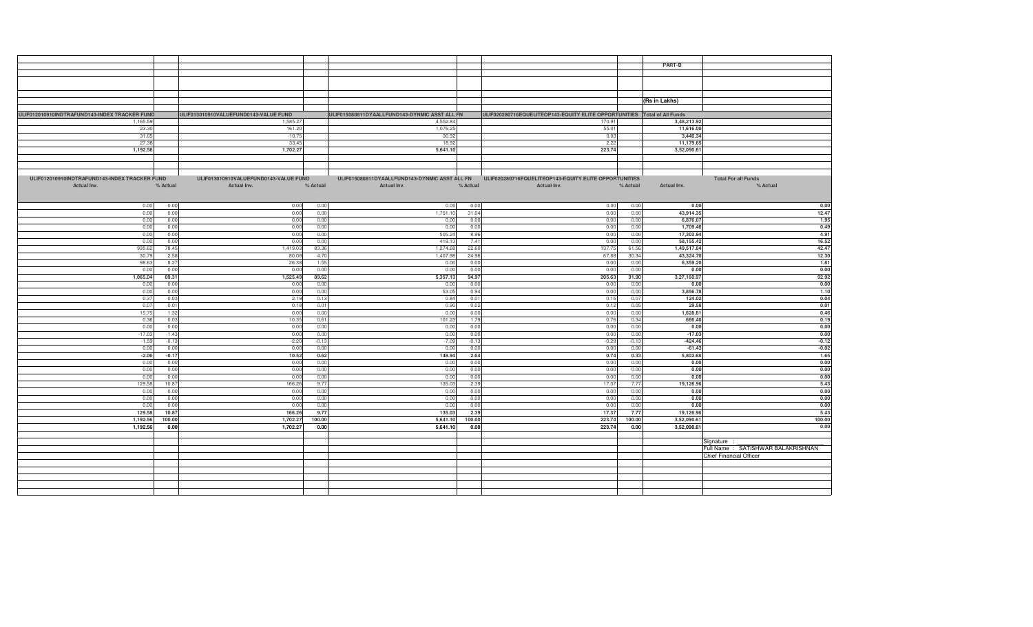PART-B

(Rs in Lakhs)

| ULIF012010910INDTRAFUND143-INDEX TRACKER FUND | ULIF013010910VALUEFUND0143-VALUE FUND | ULIF015080811DYAALLFUND143-DYNMIC ASST ALL FN | ULIF020280716EQUELITEOP143-EQUITY ELITE OPPORTUNITIES | Total of All Funds |
|---|---|---|---|---|
| 1,165.59 | 1,585.27 | 4,552.84 | 170.91 | 3,48,213.92 |
| 23.30 | 161.20 | 1,076.25 | 55.01 | 11,616.00 |
| 31.05 | -10.75 | 30.92 | 0.03 | 3,440.34 |
| 27.38 | 33.45 | 18.92 | 2.22 | 11,179.65 |
| **1,192.56** | **1,702.27** | **5,641.10** | **223.74** | **3,52,090.61** |

| ULIF012010910INDTRAFUND143-INDEX TRACKER FUND | | ULIF013010910VALUEFUND0143-VALUE FUND | | ULIF015080811DYAALLFUND143-DYNMIC ASST ALL FN | | ULIF020280716EQUELITEOP143-EQUITY ELITE OPPORTUNITIES | | Total For all Funds | |
|---|---|---|---|---|---|---|---|---|---|
| Actual Inv. | % Actual | Actual Inv. | % Actual | Actual Inv. | % Actual | Actual Inv. | % Actual | Actual Inv. | % Actual |
| 0.00 | 0.00 | 0.00 | 0.00 | 0.00 | 0.00 | 0.00 | 0.00 | 0.00 | 0.00 |
| 0.00 | 0.00 | 0.00 | 0.00 | 1,751.10 | 31.04 | 0.00 | 0.00 | 43,914.35 | 12.47 |
| 0.00 | 0.00 | 0.00 | 0.00 | 0.00 | 0.00 | 0.00 | 0.00 | 6,876.07 | 1.95 |
| 0.00 | 0.00 | 0.00 | 0.00 | 0.00 | 0.00 | 0.00 | 0.00 | 1,709.46 | 0.49 |
| 0.00 | 0.00 | 0.00 | 0.00 | 505.24 | 8.96 | 0.00 | 0.00 | 17,303.94 | 4.91 |
| 0.00 | 0.00 | 0.00 | 0.00 | 418.13 | 7.41 | 0.00 | 0.00 | 58,155.42 | 16.52 |
| 935.62 | 78.45 | 1,419.03 | 83.36 | 1,274.68 | 22.60 | 137.75 | 61.56 | 1,49,517.84 | 42.47 |
| 30.79 | 2.58 | 80.08 | 4.70 | 1,407.98 | 24.96 | 67.88 | 30.34 | 43,324.70 | 12.30 |
| 98.63 | 8.27 | 26.38 | 1.55 | 0.00 | 0.00 | 0.00 | 0.00 | 6,359.20 | 1.81 |
| 0.00 | 0.00 | 0.00 | 0.00 | 0.00 | 0.00 | 0.00 | 0.00 | 0.00 | 0.00 |
| **1,065.04** | **89.31** | **1,525.49** | **89.62** | **5,357.13** | **94.97** | **205.63** | **91.90** | **3,27,160.97** | **92.92** |
| 0.00 | 0.00 | 0.00 | 0.00 | 0.00 | 0.00 | 0.00 | 0.00 | 0.00 | 0.00 |
| 0.00 | 0.00 | 0.00 | 0.00 | 53.05 | 0.94 | 0.00 | 0.00 | 3,856.78 | 1.10 |
| 0.37 | 0.03 | 2.19 | 0.13 | 0.84 | 0.01 | 0.15 | 0.07 | 124.02 | 0.04 |
| 0.07 | 0.01 | 0.18 | 0.01 | 0.90 | 0.02 | 0.12 | 0.05 | 29.58 | 0.01 |
| 15.75 | 1.32 | 0.00 | 0.00 | 0.00 | 0.00 | 0.00 | 0.00 | 1,628.81 | 0.46 |
| 0.36 | 0.03 | 10.35 | 0.61 | 101.23 | 1.79 | 0.76 | 0.34 | 666.40 | 0.19 |
| 0.00 | 0.00 | 0.00 | 0.00 | 0.00 | 0.00 | 0.00 | 0.00 | 0.00 | 0.00 |
| -17.03 | -1.43 | 0.00 | 0.00 | 0.00 | 0.00 | 0.00 | 0.00 | -17.03 | 0.00 |
| -1.59 | -0.13 | -2.20 | -0.13 | -7.09 | -0.13 | -0.29 | -0.13 | -424.46 | -0.12 |
| 0.00 | 0.00 | 0.00 | 0.00 | 0.00 | 0.00 | 0.00 | 0.00 | -61.43 | -0.02 |
| **-2.06** | **-0.17** | **10.52** | **0.62** | **148.94** | **2.64** | **0.74** | **0.33** | **5,802.68** | **1.65** |
| 0.00 | 0.00 | 0.00 | 0.00 | 0.00 | 0.00 | 0.00 | 0.00 | 0.00 | 0.00 |
| 0.00 | 0.00 | 0.00 | 0.00 | 0.00 | 0.00 | 0.00 | 0.00 | 0.00 | 0.00 |
| 0.00 | 0.00 | 0.00 | 0.00 | 0.00 | 0.00 | 0.00 | 0.00 | 0.00 | 0.00 |
| 129.58 | 10.87 | 166.26 | 9.77 | 135.03 | 2.39 | 17.37 | 7.77 | 19,126.96 | 5.43 |
| 0.00 | 0.00 | 0.00 | 0.00 | 0.00 | 0.00 | 0.00 | 0.00 | 0.00 | 0.00 |
| 0.00 | 0.00 | 0.00 | 0.00 | 0.00 | 0.00 | 0.00 | 0.00 | 0.00 | 0.00 |
| 0.00 | 0.00 | 0.00 | 0.00 | 0.00 | 0.00 | 0.00 | 0.00 | 0.00 | 0.00 |
| **129.58** | **10.87** | **166.26** | **9.77** | **135.03** | **2.39** | **17.37** | **7.77** | **19,126.96** | **5.43** |
| **1,192.56** | **100.00** | **1,702.27** | **100.00** | **5,641.10** | **100.00** | **223.74** | **100.00** | **3,52,090.61** | **100.00** |
| **1,192.56** | **0.00** | **1,702.27** | **0.00** | **5,641.10** | **0.00** | **223.74** | **0.00** | **3,52,090.61** | **0.00** |

Signature : ____________________

Full Name : SATISHWAR BALAKRISHNAN

Chief Financial Officer